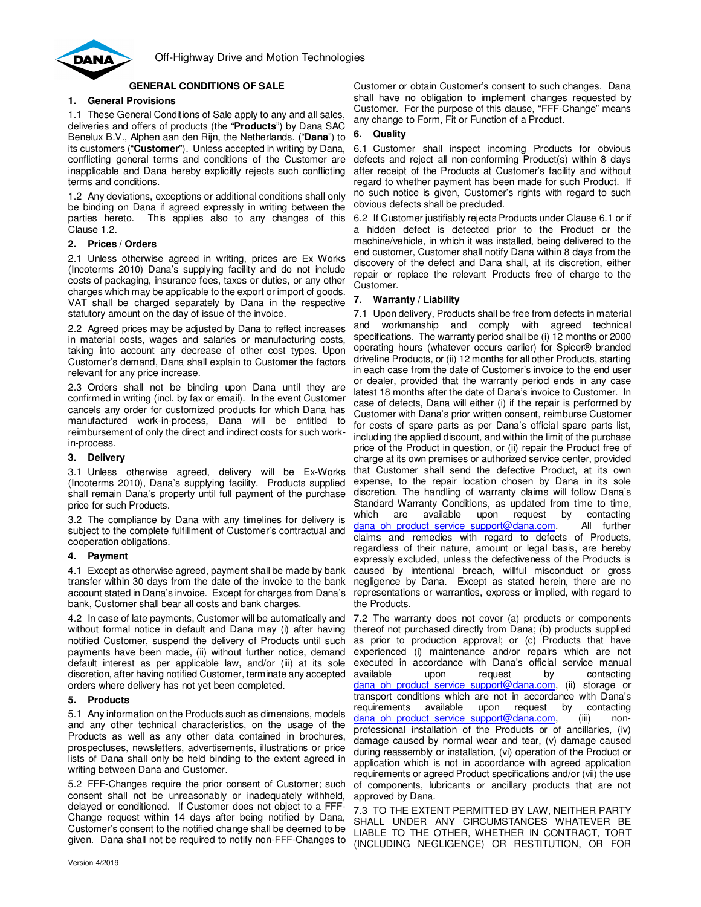Off-Highway Drive and Motion Technologies

# GENERAL CONDITIONS OF SALE

## 1. General Provisions

1.1 These General Conditions of Sale apply to any and all sales, deliveries and offers of products (the "**Products**") by Dana SAC Benelux B.V., Alphen aan den Rijn, the Netherlands. ("**Dana**") to its customers ("**Customer**"). Unless accepted in writing by Dana, conflicting general terms and conditions of the Customer are inapplicable and Dana hereby explicitly rejects such conflicting terms and conditions.

1.2 Any deviations, exceptions or additional conditions shall only be binding on Dana if agreed expressly in writing between the parties hereto. This applies also to any changes of this Clause 1.2.

## 2. Prices / Orders

2.1 Unless otherwise agreed in writing, prices are Ex Works (Incoterms 2010) Dana's supplying facility and do not include costs of packaging, insurance fees, taxes or duties, or any other charges which may be applicable to the export or import of goods. VAT shall be charged separately by Dana in the respective statutory amount on the day of issue of the invoice.

2.2 Agreed prices may be adjusted by Dana to reflect increases in material costs, wages and salaries or manufacturing costs, taking into account any decrease of other cost types. Upon Customer's demand, Dana shall explain to Customer the factors relevant for any price increase.

2.3 Orders shall not be binding upon Dana until they are confirmed in writing (incl. by fax or email). In the event Customer cancels any order for customized products for which Dana has manufactured work-in-process, Dana will be entitled to reimbursement of only the direct and indirect costs for such work-in-process.

## 3. Delivery

3.1 Unless otherwise agreed, delivery will be Ex-Works (Incoterms 2010), Dana's supplying facility. Products supplied shall remain Dana's property until full payment of the purchase price for such Products.

3.2 The compliance by Dana with any timelines for delivery is subject to the complete fulfillment of Customer's contractual and cooperation obligations.

## 4. Payment

4.1 Except as otherwise agreed, payment shall be made by bank transfer within 30 days from the date of the invoice to the bank account stated in Dana's invoice. Except for charges from Dana's bank, Customer shall bear all costs and bank charges.

4.2 In case of late payments, Customer will be automatically and without formal notice in default and Dana may (i) after having notified Customer, suspend the delivery of Products until such payments have been made, (ii) without further notice, demand default interest as per applicable law, and/or (iii) at its sole discretion, after having notified Customer, terminate any accepted orders where delivery has not yet been completed.

## 5. Products

5.1 Any information on the Products such as dimensions, models and any other technical characteristics, on the usage of the Products as well as any other data contained in brochures, prospectuses, newsletters, advertisements, illustrations or price lists of Dana shall only be held binding to the extent agreed in writing between Dana and Customer.

5.2 FFF-Changes require the prior consent of Customer; such consent shall not be unreasonably or inadequately withheld, delayed or conditioned. If Customer does not object to a FFF-Change request within 14 days after being notified by Dana, Customer's consent to the notified change shall be deemed to be given. Dana shall not be required to notify non-FFF-Changes to Customer or obtain Customer's consent to such changes. Dana shall have no obligation to implement changes requested by Customer. For the purpose of this clause, "FFF-Change" means any change to Form, Fit or Function of a Product.

## 6. Quality

6.1 Customer shall inspect incoming Products for obvious defects and reject all non-conforming Product(s) within 8 days after receipt of the Products at Customer's facility and without regard to whether payment has been made for such Product. If no such notice is given, Customer's rights with regard to such obvious defects shall be precluded.

6.2 If Customer justifiably rejects Products under Clause 6.1 or if a hidden defect is detected prior to the Product or the machine/vehicle, in which it was installed, being delivered to the end customer, Customer shall notify Dana within 8 days from the discovery of the defect and Dana shall, at its discretion, either repair or replace the relevant Products free of charge to the Customer.

## 7. Warranty / Liability

7.1 Upon delivery, Products shall be free from defects in material and workmanship and comply with agreed technical specifications. The warranty period shall be (i) 12 months or 2000 operating hours (whatever occurs earlier) for Spicer® branded driveline Products, or (ii) 12 months for all other Products, starting in each case from the date of Customer's invoice to the end user or dealer, provided that the warranty period ends in any case latest 18 months after the date of Dana's invoice to Customer. In case of defects, Dana will either (i) if the repair is performed by Customer with Dana's prior written consent, reimburse Customer for costs of spare parts as per Dana's official spare parts list, including the applied discount, and within the limit of the purchase price of the Product in question, or (ii) repair the Product free of charge at its own premises or authorized service center, provided that Customer shall send the defective Product, at its own expense, to the repair location chosen by Dana in its sole discretion. The handling of warranty claims will follow Dana's Standard Warranty Conditions, as updated from time to time, which are available upon request by contacting dana_oh_product_service_support@dana.com. All further claims and remedies with regard to defects of Products, regardless of their nature, amount or legal basis, are hereby expressly excluded, unless the defectiveness of the Products is caused by intentional breach, willful misconduct or gross negligence by Dana. Except as stated herein, there are no representations or warranties, express or implied, with regard to the Products.

7.2 The warranty does not cover (a) products or components thereof not purchased directly from Dana; (b) products supplied as prior to production approval; or (c) Products that have experienced (i) maintenance and/or repairs which are not executed in accordance with Dana's official service manual available upon request by contacting dana_oh_product_service_support@dana.com, (ii) storage or transport conditions which are not in accordance with Dana's requirements available upon request by contacting dana_oh_product_service_support@dana.com, (iii) non-professional installation of the Products or of ancillaries, (iv) damage caused by normal wear and tear, (v) damage caused during reassembly or installation, (vi) operation of the Product or application which is not in accordance with agreed application requirements or agreed Product specifications and/or (vii) the use of components, lubricants or ancillary products that are not approved by Dana.

7.3 TO THE EXTENT PERMITTED BY LAW, NEITHER PARTY SHALL UNDER ANY CIRCUMSTANCES WHATEVER BE LIABLE TO THE OTHER, WHETHER IN CONTRACT, TORT (INCLUDING NEGLIGENCE) OR RESTITUTION, OR FOR

Version 4/2019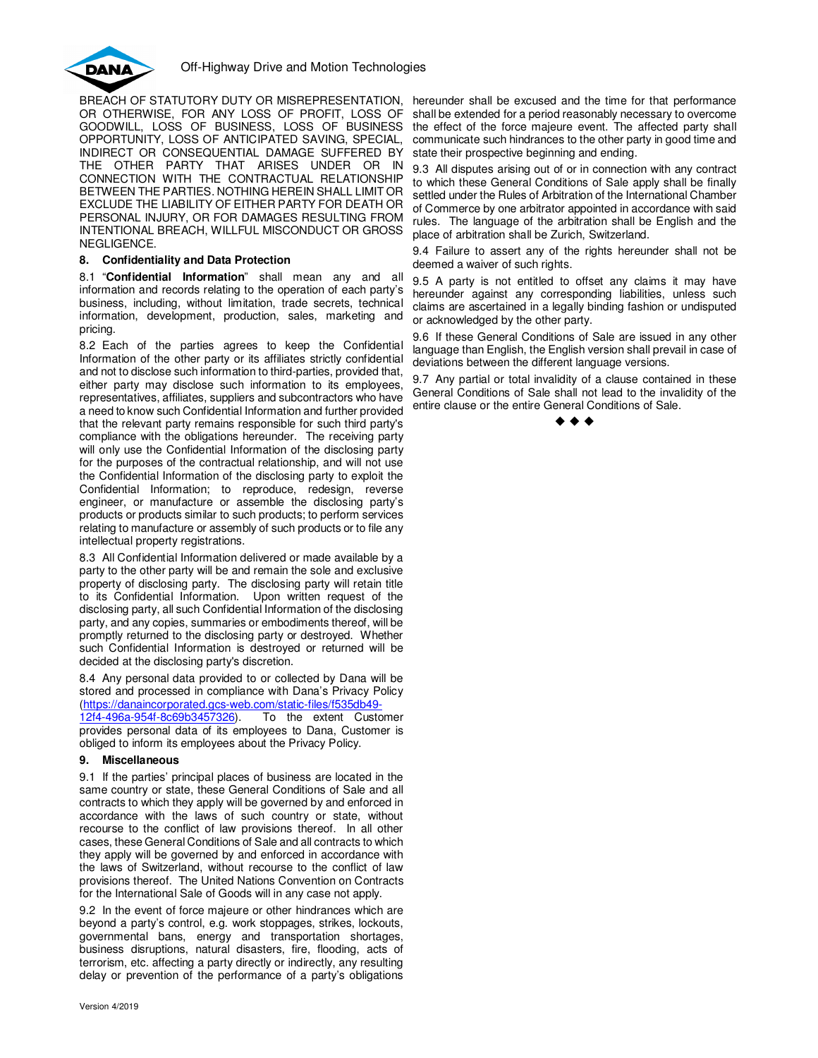BREACH OF STATUTORY DUTY OR MISREPRESENTATION, OR OTHERWISE, FOR ANY LOSS OF PROFIT, LOSS OF GOODWILL, LOSS OF BUSINESS, LOSS OF BUSINESS OPPORTUNITY, LOSS OF ANTICIPATED SAVING, SPECIAL, INDIRECT OR CONSEQUENTIAL DAMAGE SUFFERED BY THE OTHER PARTY THAT ARISES UNDER OR IN CONNECTION WITH THE CONTRACTUAL RELATIONSHIP BETWEEN THE PARTIES. NOTHING HEREIN SHALL LIMIT OR EXCLUDE THE LIABILITY OF EITHER PARTY FOR DEATH OR PERSONAL INJURY, OR FOR DAMAGES RESULTING FROM INTENTIONAL BREACH, WILLFUL MISCONDUCT OR GROSS NEGLIGENCE.

**8. Confidentiality and Data Protection**

8.1 "**Confidential Information**" shall mean any and all information and records relating to the operation of each party's business, including, without limitation, trade secrets, technical information, development, production, sales, marketing and pricing.

8.2 Each of the parties agrees to keep the Confidential Information of the other party or its affiliates strictly confidential and not to disclose such information to third-parties, provided that, either party may disclose such information to its employees, representatives, affiliates, suppliers and subcontractors who have a need to know such Confidential Information and further provided that the relevant party remains responsible for such third party's compliance with the obligations hereunder. The receiving party will only use the Confidential Information of the disclosing party for the purposes of the contractual relationship, and will not use the Confidential Information of the disclosing party to exploit the Confidential Information; to reproduce, redesign, reverse engineer, or manufacture or assemble the disclosing party's products or products similar to such products; to perform services relating to manufacture or assembly of such products or to file any intellectual property registrations.

8.3 All Confidential Information delivered or made available by a party to the other party will be and remain the sole and exclusive property of disclosing party. The disclosing party will retain title to its Confidential Information. Upon written request of the disclosing party, all such Confidential Information of the disclosing party, and any copies, summaries or embodiments thereof, will be promptly returned to the disclosing party or destroyed. Whether such Confidential Information is destroyed or returned will be decided at the disclosing party's discretion.

8.4 Any personal data provided to or collected by Dana will be stored and processed in compliance with Dana's Privacy Policy (https://danaincorporated.gcs-web.com/static-files/f535db49-12f4-496a-954f-8c69b3457326). To the extent Customer provides personal data of its employees to Dana, Customer is obliged to inform its employees about the Privacy Policy.

**9. Miscellaneous**

9.1 If the parties' principal places of business are located in the same country or state, these General Conditions of Sale and all contracts to which they apply will be governed by and enforced in accordance with the laws of such country or state, without recourse to the conflict of law provisions thereof. In all other cases, these General Conditions of Sale and all contracts to which they apply will be governed by and enforced in accordance with the laws of Switzerland, without recourse to the conflict of law provisions thereof. The United Nations Convention on Contracts for the International Sale of Goods will in any case not apply.

9.2 In the event of force majeure or other hindrances which are beyond a party's control, e.g. work stoppages, strikes, lockouts, governmental bans, energy and transportation shortages, business disruptions, natural disasters, fire, flooding, acts of terrorism, etc. affecting a party directly or indirectly, any resulting delay or prevention of the performance of a party's obligations hereunder shall be excused and the time for that performance shall be extended for a period reasonably necessary to overcome the effect of the force majeure event. The affected party shall communicate such hindrances to the other party in good time and state their prospective beginning and ending.

9.3 All disputes arising out of or in connection with any contract to which these General Conditions of Sale apply shall be finally settled under the Rules of Arbitration of the International Chamber of Commerce by one arbitrator appointed in accordance with said rules. The language of the arbitration shall be English and the place of arbitration shall be Zurich, Switzerland.

9.4 Failure to assert any of the rights hereunder shall not be deemed a waiver of such rights.

9.5 A party is not entitled to offset any claims it may have hereunder against any corresponding liabilities, unless such claims are ascertained in a legally binding fashion or undisputed or acknowledged by the other party.

9.6 If these General Conditions of Sale are issued in any other language than English, the English version shall prevail in case of deviations between the different language versions.

9.7 Any partial or total invalidity of a clause contained in these General Conditions of Sale shall not lead to the invalidity of the entire clause or the entire General Conditions of Sale.

◆ ◆ ◆